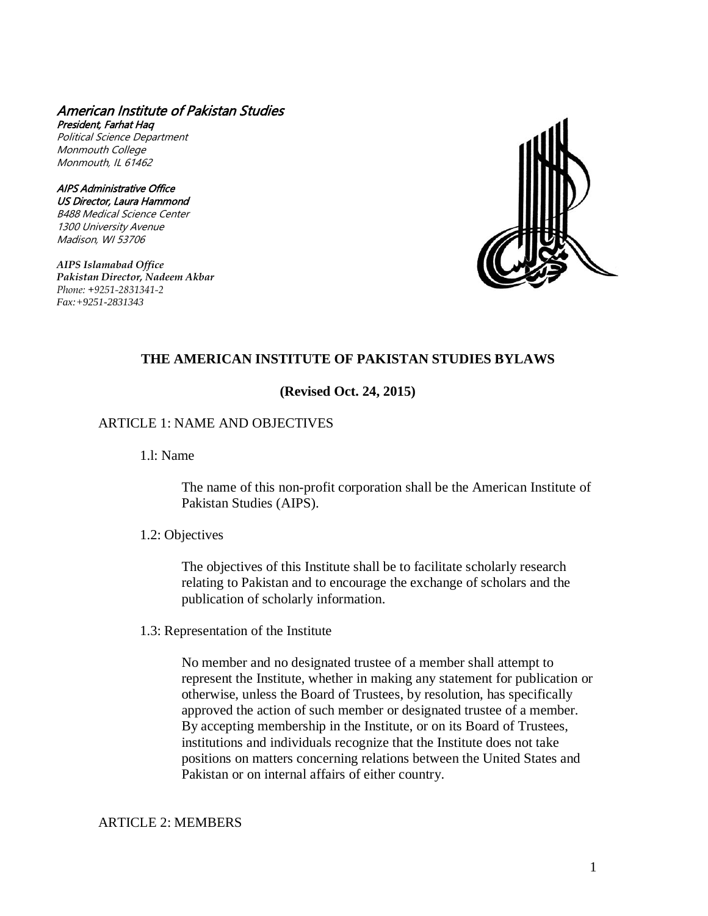*American Institute of Pakistan Studies*
***President, Farhat Haq***
*Political Science Department*
*Monmouth College*
*Monmouth, IL 61462*

***AIPS Administrative Office***
***US Director, Laura Hammond***
*B488 Medical Science Center*
*1300 University Avenue*
*Madison, WI 53706*

***AIPS Islamabad Office***
***Pakistan Director, Nadeem Akbar***
*Phone: +9251-2831341-2*
*Fax: +9251-2831343*

# THE AMERICAN INSTITUTE OF PAKISTAN STUDIES BYLAWS

**(Revised Oct. 24, 2015)**

## ARTICLE 1: NAME AND OBJECTIVES

### 1.l: Name

The name of this non-profit corporation shall be the American Institute of Pakistan Studies (AIPS).

### 1.2: Objectives

The objectives of this Institute shall be to facilitate scholarly research relating to Pakistan and to encourage the exchange of scholars and the publication of scholarly information.

### 1.3: Representation of the Institute

No member and no designated trustee of a member shall attempt to represent the Institute, whether in making any statement for publication or otherwise, unless the Board of Trustees, by resolution, has specifically approved the action of such member or designated trustee of a member. By accepting membership in the Institute, or on its Board of Trustees, institutions and individuals recognize that the Institute does not take positions on matters concerning relations between the United States and Pakistan or on internal affairs of either country.

## ARTICLE 2: MEMBERS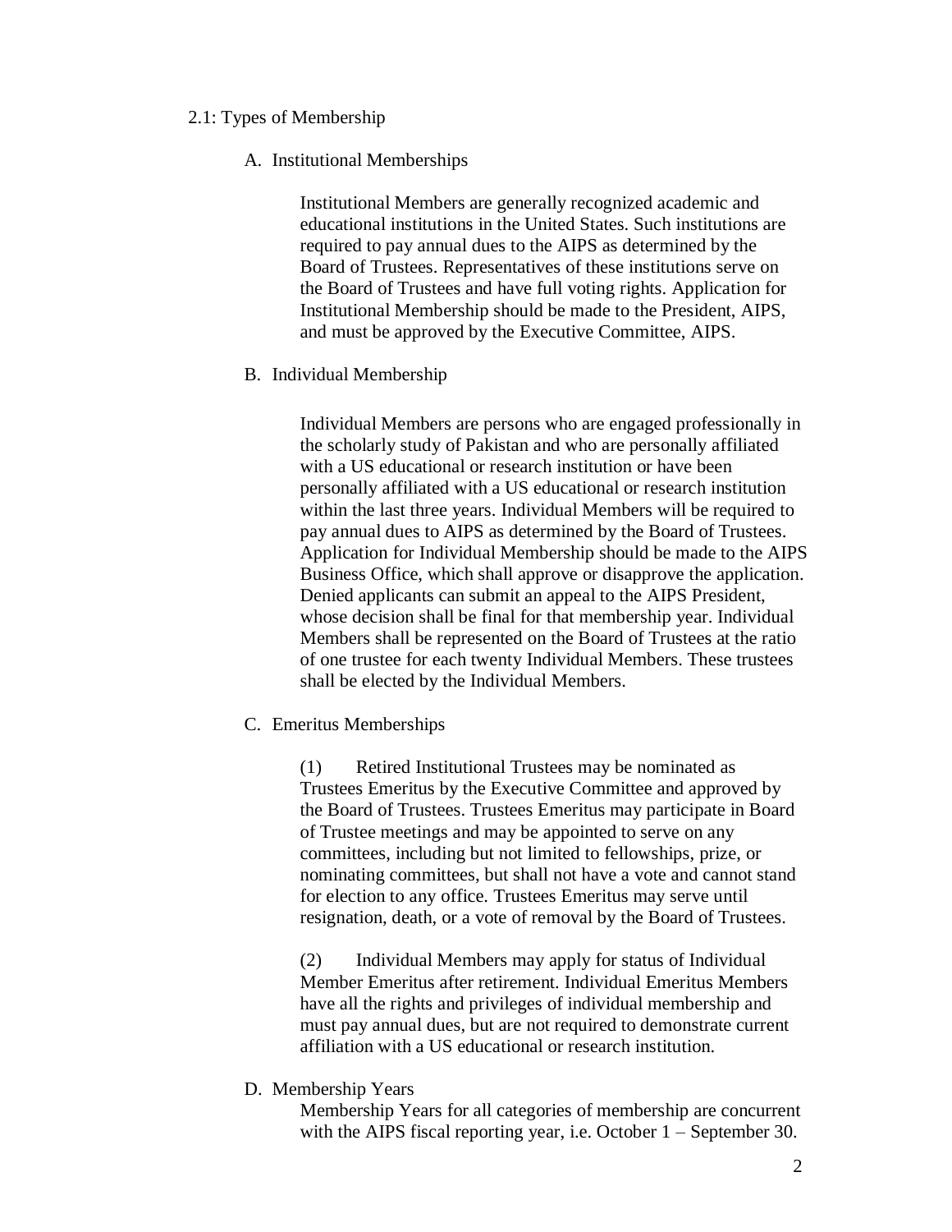### 2.1: Types of Membership

A. Institutional Memberships

Institutional Members are generally recognized academic and educational institutions in the United States. Such institutions are required to pay annual dues to the AIPS as determined by the Board of Trustees. Representatives of these institutions serve on the Board of Trustees and have full voting rights. Application for Institutional Membership should be made to the President, AIPS, and must be approved by the Executive Committee, AIPS.

B. Individual Membership

Individual Members are persons who are engaged professionally in the scholarly study of Pakistan and who are personally affiliated with a US educational or research institution or have been personally affiliated with a US educational or research institution within the last three years. Individual Members will be required to pay annual dues to AIPS as determined by the Board of Trustees. Application for Individual Membership should be made to the AIPS Business Office, which shall approve or disapprove the application. Denied applicants can submit an appeal to the AIPS President, whose decision shall be final for that membership year. Individual Members shall be represented on the Board of Trustees at the ratio of one trustee for each twenty Individual Members. These trustees shall be elected by the Individual Members.

C. Emeritus Memberships

(1) Retired Institutional Trustees may be nominated as Trustees Emeritus by the Executive Committee and approved by the Board of Trustees. Trustees Emeritus may participate in Board of Trustee meetings and may be appointed to serve on any committees, including but not limited to fellowships, prize, or nominating committees, but shall not have a vote and cannot stand for election to any office. Trustees Emeritus may serve until resignation, death, or a vote of removal by the Board of Trustees.

(2) Individual Members may apply for status of Individual Member Emeritus after retirement. Individual Emeritus Members have all the rights and privileges of individual membership and must pay annual dues, but are not required to demonstrate current affiliation with a US educational or research institution.

D. Membership Years

Membership Years for all categories of membership are concurrent with the AIPS fiscal reporting year, i.e. October 1 – September 30.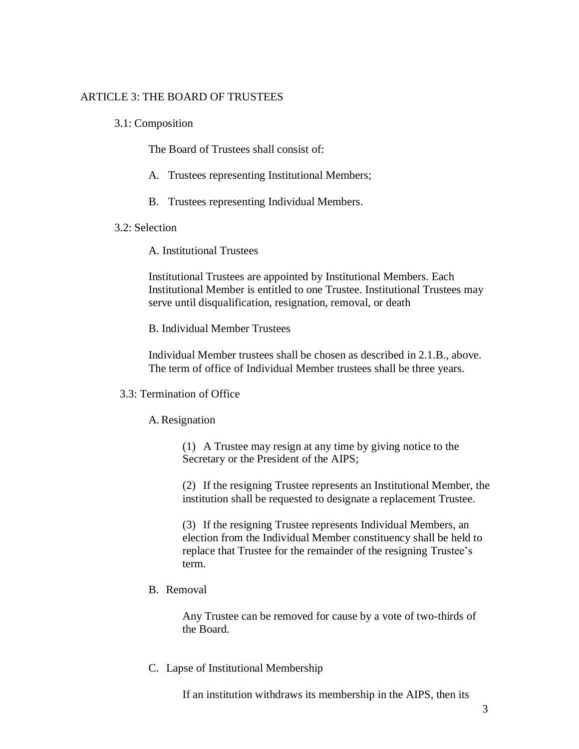## ARTICLE 3: THE BOARD OF TRUSTEES

### 3.1: Composition

The Board of Trustees shall consist of:

A. Trustees representing Institutional Members;

B. Trustees representing Individual Members.

### 3.2: Selection

A. Institutional Trustees

Institutional Trustees are appointed by Institutional Members. Each Institutional Member is entitled to one Trustee. Institutional Trustees may serve until disqualification, resignation, removal, or death

B. Individual Member Trustees

Individual Member trustees shall be chosen as described in 2.1.B., above. The term of office of Individual Member trustees shall be three years.

### 3.3: Termination of Office

A. Resignation

(1) A Trustee may resign at any time by giving notice to the Secretary or the President of the AIPS;

(2) If the resigning Trustee represents an Institutional Member, the institution shall be requested to designate a replacement Trustee.

(3) If the resigning Trustee represents Individual Members, an election from the Individual Member constituency shall be held to replace that Trustee for the remainder of the resigning Trustee's term.

B. Removal

Any Trustee can be removed for cause by a vote of two-thirds of the Board.

C. Lapse of Institutional Membership

If an institution withdraws its membership in the AIPS, then its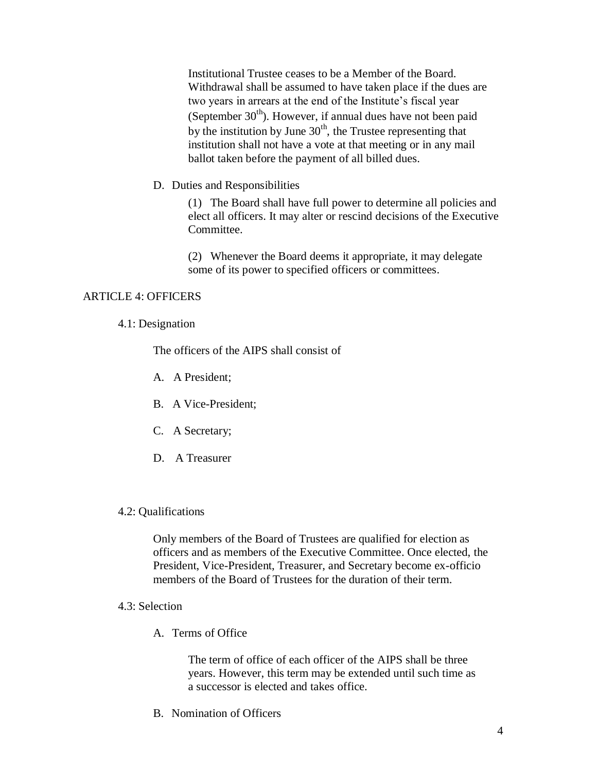Institutional Trustee ceases to be a Member of the Board. Withdrawal shall be assumed to have taken place if the dues are two years in arrears at the end of the Institute's fiscal year (September 30th). However, if annual dues have not been paid by the institution by June 30th, the Trustee representing that institution shall not have a vote at that meeting or in any mail ballot taken before the payment of all billed dues.

D. Duties and Responsibilities

(1) The Board shall have full power to determine all policies and elect all officers. It may alter or rescind decisions of the Executive Committee.

(2) Whenever the Board deems it appropriate, it may delegate some of its power to specified officers or committees.

## ARTICLE 4: OFFICERS

### 4.1: Designation

The officers of the AIPS shall consist of

A. A President;

B. A Vice-President;

C. A Secretary;

D. A Treasurer

### 4.2: Qualifications

Only members of the Board of Trustees are qualified for election as officers and as members of the Executive Committee. Once elected, the President, Vice-President, Treasurer, and Secretary become ex-officio members of the Board of Trustees for the duration of their term.

### 4.3: Selection

A. Terms of Office

The term of office of each officer of the AIPS shall be three years. However, this term may be extended until such time as a successor is elected and takes office.

B. Nomination of Officers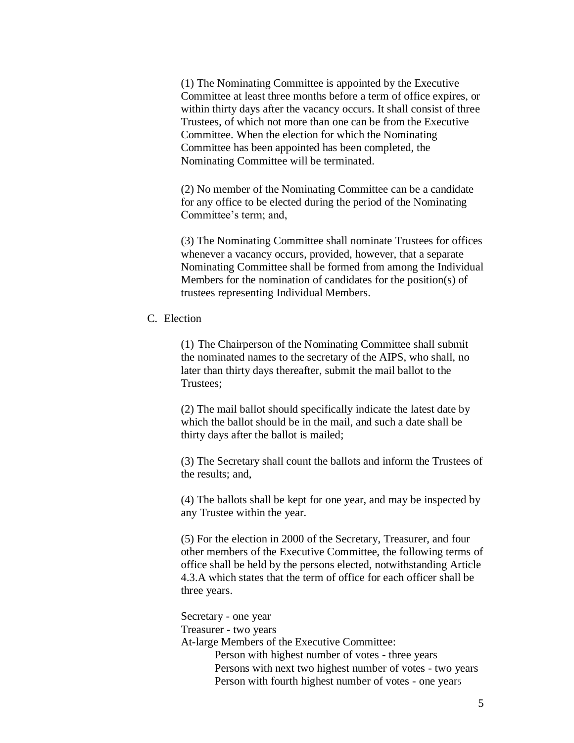(1) The Nominating Committee is appointed by the Executive Committee at least three months before a term of office expires, or within thirty days after the vacancy occurs. It shall consist of three Trustees, of which not more than one can be from the Executive Committee. When the election for which the Nominating Committee has been appointed has been completed, the Nominating Committee will be terminated.

(2) No member of the Nominating Committee can be a candidate for any office to be elected during the period of the Nominating Committee's term; and,

(3) The Nominating Committee shall nominate Trustees for offices whenever a vacancy occurs, provided, however, that a separate Nominating Committee shall be formed from among the Individual Members for the nomination of candidates for the position(s) of trustees representing Individual Members.

C. Election

(1) The Chairperson of the Nominating Committee shall submit the nominated names to the secretary of the AIPS, who shall, no later than thirty days thereafter, submit the mail ballot to the Trustees;

(2) The mail ballot should specifically indicate the latest date by which the ballot should be in the mail, and such a date shall be thirty days after the ballot is mailed;

(3) The Secretary shall count the ballots and inform the Trustees of the results; and,

(4) The ballots shall be kept for one year, and may be inspected by any Trustee within the year.

(5) For the election in 2000 of the Secretary, Treasurer, and four other members of the Executive Committee, the following terms of office shall be held by the persons elected, notwithstanding Article 4.3.A which states that the term of office for each officer shall be three years.

Secretary - one year
Treasurer - two years
At-large Members of the Executive Committee:
    Person with highest number of votes - three years
    Persons with next two highest number of votes - two years
    Person with fourth highest number of votes - one year[5]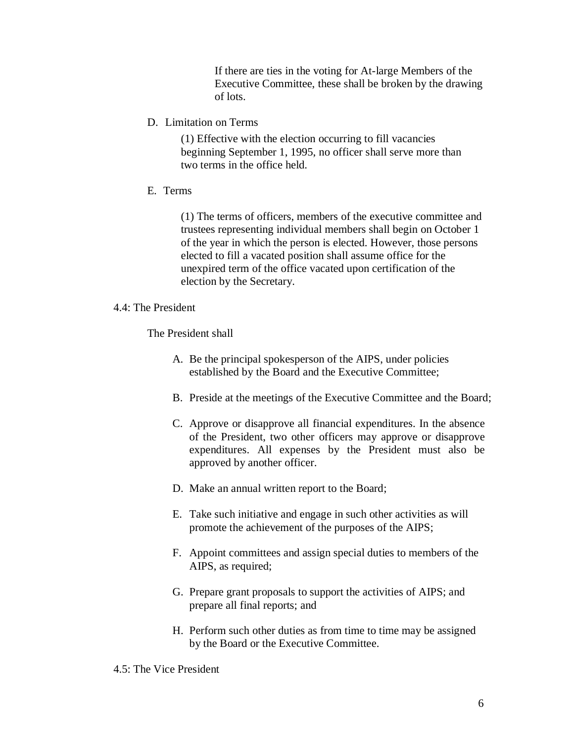If there are ties in the voting for At-large Members of the Executive Committee, these shall be broken by the drawing of lots.

D. Limitation on Terms

(1) Effective with the election occurring to fill vacancies beginning September 1, 1995, no officer shall serve more than two terms in the office held.

E. Terms

(1) The terms of officers, members of the executive committee and trustees representing individual members shall begin on October 1 of the year in which the person is elected. However, those persons elected to fill a vacated position shall assume office for the unexpired term of the office vacated upon certification of the election by the Secretary.

4.4: The President

The President shall

A. Be the principal spokesperson of the AIPS, under policies established by the Board and the Executive Committee;

B. Preside at the meetings of the Executive Committee and the Board;

C. Approve or disapprove all financial expenditures. In the absence of the President, two other officers may approve or disapprove expenditures. All expenses by the President must also be approved by another officer.

D. Make an annual written report to the Board;

E. Take such initiative and engage in such other activities as will promote the achievement of the purposes of the AIPS;

F. Appoint committees and assign special duties to members of the AIPS, as required;

G. Prepare grant proposals to support the activities of AIPS; and prepare all final reports; and

H. Perform such other duties as from time to time may be assigned by the Board or the Executive Committee.

4.5: The Vice President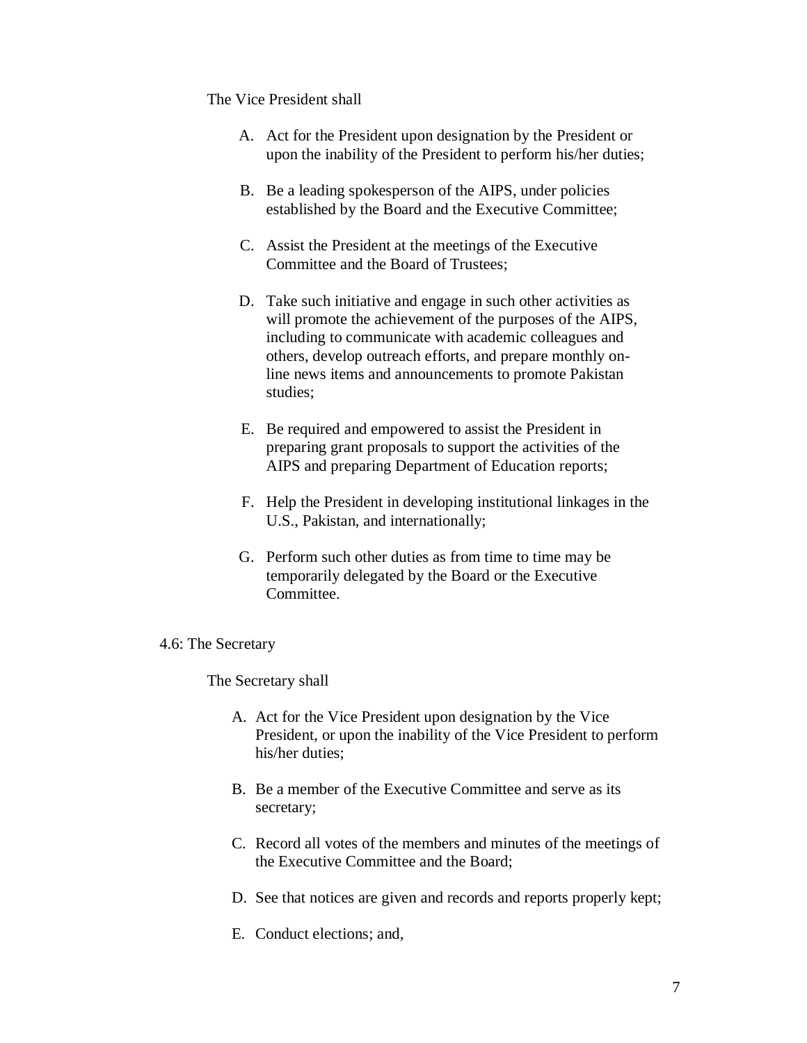The Vice President shall

A. Act for the President upon designation by the President or upon the inability of the President to perform his/her duties;

B. Be a leading spokesperson of the AIPS, under policies established by the Board and the Executive Committee;

C. Assist the President at the meetings of the Executive Committee and the Board of Trustees;

D. Take such initiative and engage in such other activities as will promote the achievement of the purposes of the AIPS, including to communicate with academic colleagues and others, develop outreach efforts, and prepare monthly on-line news items and announcements to promote Pakistan studies;

E. Be required and empowered to assist the President in preparing grant proposals to support the activities of the AIPS and preparing Department of Education reports;

F. Help the President in developing institutional linkages in the U.S., Pakistan, and internationally;

G. Perform such other duties as from time to time may be temporarily delegated by the Board or the Executive Committee.

4.6: The Secretary

The Secretary shall

A. Act for the Vice President upon designation by the Vice President, or upon the inability of the Vice President to perform his/her duties;

B. Be a member of the Executive Committee and serve as its secretary;

C. Record all votes of the members and minutes of the meetings of the Executive Committee and the Board;

D. See that notices are given and records and reports properly kept;

E. Conduct elections; and,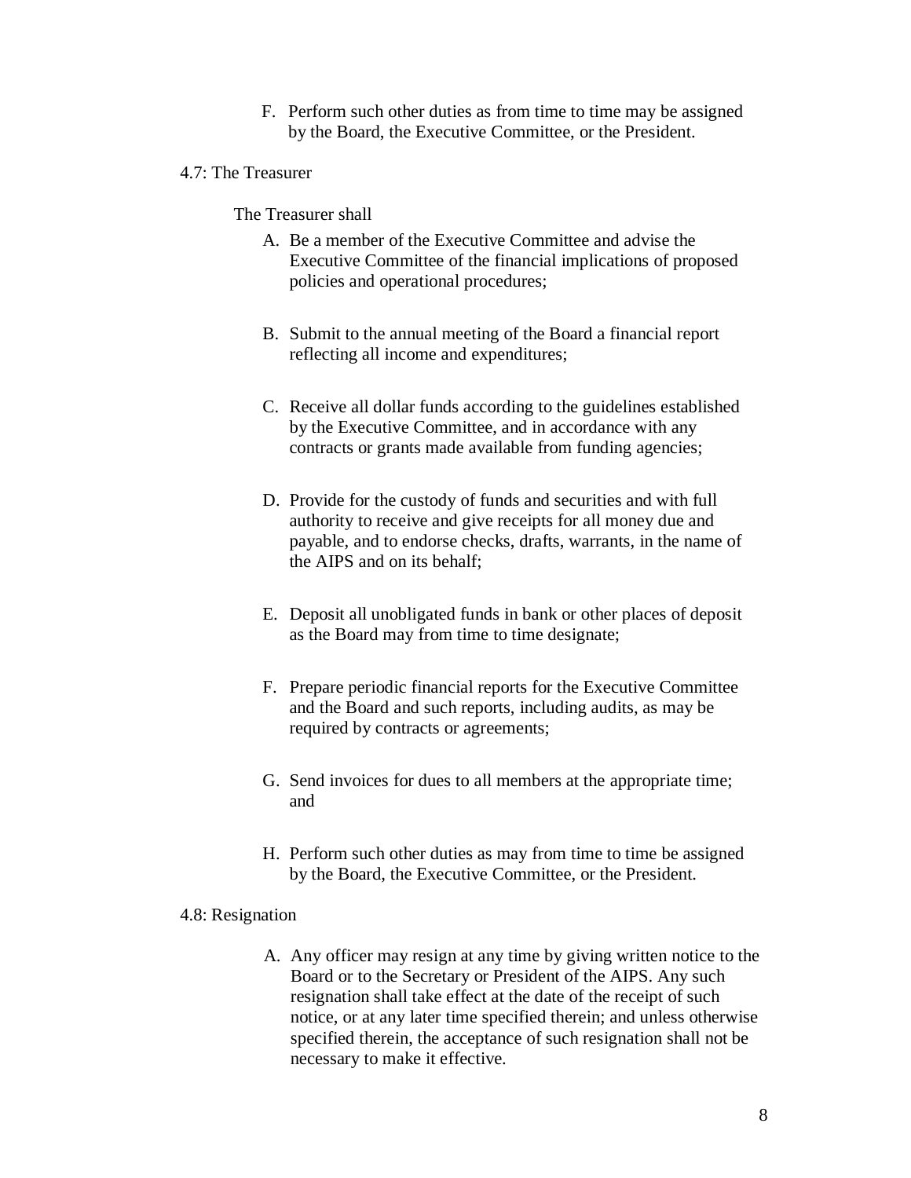F. Perform such other duties as from time to time may be assigned by the Board, the Executive Committee, or the President.

### 4.7: The Treasurer

The Treasurer shall

A. Be a member of the Executive Committee and advise the Executive Committee of the financial implications of proposed policies and operational procedures;

B. Submit to the annual meeting of the Board a financial report reflecting all income and expenditures;

C. Receive all dollar funds according to the guidelines established by the Executive Committee, and in accordance with any contracts or grants made available from funding agencies;

D. Provide for the custody of funds and securities and with full authority to receive and give receipts for all money due and payable, and to endorse checks, drafts, warrants, in the name of the AIPS and on its behalf;

E. Deposit all unobligated funds in bank or other places of deposit as the Board may from time to time designate;

F. Prepare periodic financial reports for the Executive Committee and the Board and such reports, including audits, as may be required by contracts or agreements;

G. Send invoices for dues to all members at the appropriate time; and

H. Perform such other duties as may from time to time be assigned by the Board, the Executive Committee, or the President.

### 4.8: Resignation

A. Any officer may resign at any time by giving written notice to the Board or to the Secretary or President of the AIPS. Any such resignation shall take effect at the date of the receipt of such notice, or at any later time specified therein; and unless otherwise specified therein, the acceptance of such resignation shall not be necessary to make it effective.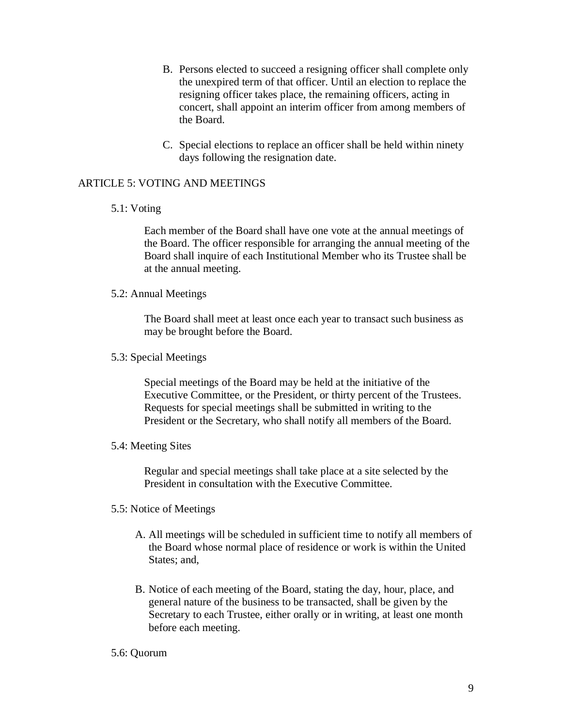B. Persons elected to succeed a resigning officer shall complete only the unexpired term of that officer. Until an election to replace the resigning officer takes place, the remaining officers, acting in concert, shall appoint an interim officer from among members of the Board.

C. Special elections to replace an officer shall be held within ninety days following the resignation date.

## ARTICLE 5: VOTING AND MEETINGS

### 5.1: Voting

Each member of the Board shall have one vote at the annual meetings of the Board. The officer responsible for arranging the annual meeting of the Board shall inquire of each Institutional Member who its Trustee shall be at the annual meeting.

### 5.2: Annual Meetings

The Board shall meet at least once each year to transact such business as may be brought before the Board.

### 5.3: Special Meetings

Special meetings of the Board may be held at the initiative of the Executive Committee, or the President, or thirty percent of the Trustees. Requests for special meetings shall be submitted in writing to the President or the Secretary, who shall notify all members of the Board.

### 5.4: Meeting Sites

Regular and special meetings shall take place at a site selected by the President in consultation with the Executive Committee.

### 5.5: Notice of Meetings

A. All meetings will be scheduled in sufficient time to notify all members of the Board whose normal place of residence or work is within the United States; and,

B. Notice of each meeting of the Board, stating the day, hour, place, and general nature of the business to be transacted, shall be given by the Secretary to each Trustee, either orally or in writing, at least one month before each meeting.

### 5.6: Quorum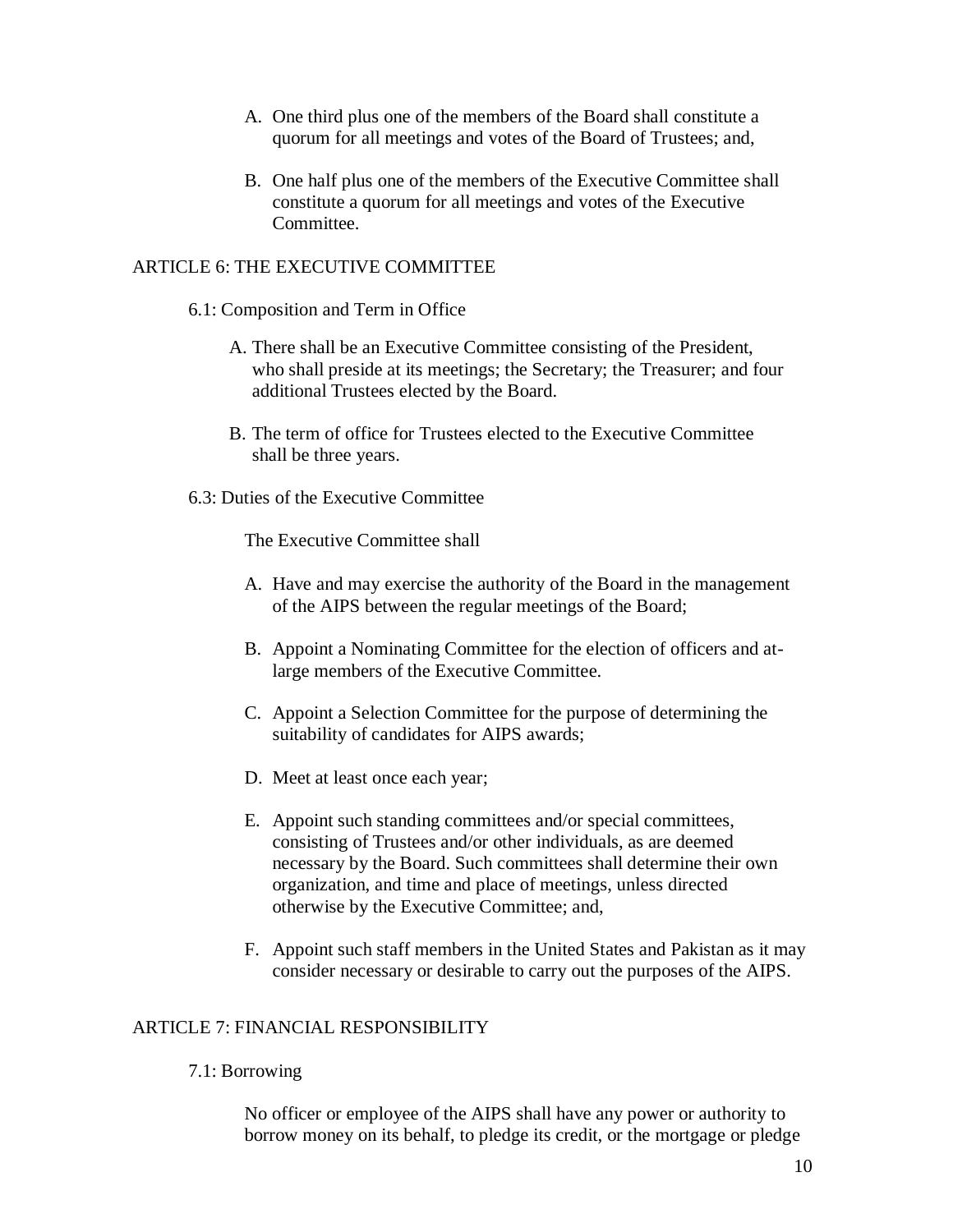A. One third plus one of the members of the Board shall constitute a quorum for all meetings and votes of the Board of Trustees; and,

B. One half plus one of the members of the Executive Committee shall constitute a quorum for all meetings and votes of the Executive Committee.

## ARTICLE 6: THE EXECUTIVE COMMITTEE

### 6.1: Composition and Term in Office

A. There shall be an Executive Committee consisting of the President, who shall preside at its meetings; the Secretary; the Treasurer; and four additional Trustees elected by the Board.

B. The term of office for Trustees elected to the Executive Committee shall be three years.

### 6.3: Duties of the Executive Committee

The Executive Committee shall

A. Have and may exercise the authority of the Board in the management of the AIPS between the regular meetings of the Board;

B. Appoint a Nominating Committee for the election of officers and at-large members of the Executive Committee.

C. Appoint a Selection Committee for the purpose of determining the suitability of candidates for AIPS awards;

D. Meet at least once each year;

E. Appoint such standing committees and/or special committees, consisting of Trustees and/or other individuals, as are deemed necessary by the Board. Such committees shall determine their own organization, and time and place of meetings, unless directed otherwise by the Executive Committee; and,

F. Appoint such staff members in the United States and Pakistan as it may consider necessary or desirable to carry out the purposes of the AIPS.

## ARTICLE 7: FINANCIAL RESPONSIBILITY

### 7.1: Borrowing

No officer or employee of the AIPS shall have any power or authority to borrow money on its behalf, to pledge its credit, or the mortgage or pledge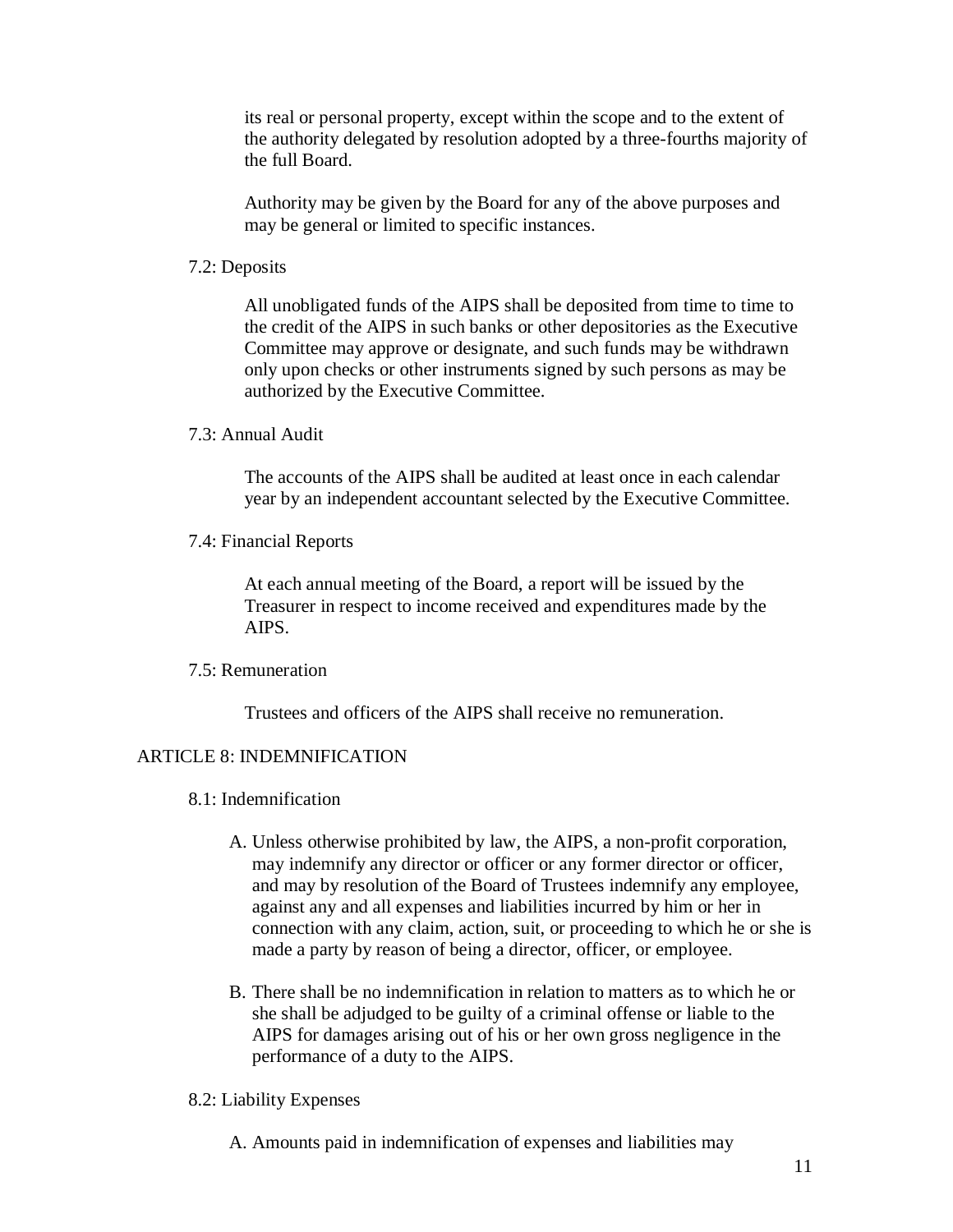its real or personal property, except within the scope and to the extent of the authority delegated by resolution adopted by a three-fourths majority of the full Board.

Authority may be given by the Board for any of the above purposes and may be general or limited to specific instances.

### 7.2: Deposits

All unobligated funds of the AIPS shall be deposited from time to time to the credit of the AIPS in such banks or other depositories as the Executive Committee may approve or designate, and such funds may be withdrawn only upon checks or other instruments signed by such persons as may be authorized by the Executive Committee.

### 7.3: Annual Audit

The accounts of the AIPS shall be audited at least once in each calendar year by an independent accountant selected by the Executive Committee.

### 7.4: Financial Reports

At each annual meeting of the Board, a report will be issued by the Treasurer in respect to income received and expenditures made by the AIPS.

### 7.5: Remuneration

Trustees and officers of the AIPS shall receive no remuneration.

## ARTICLE 8: INDEMNIFICATION

### 8.1: Indemnification

A. Unless otherwise prohibited by law, the AIPS, a non-profit corporation, may indemnify any director or officer or any former director or officer, and may by resolution of the Board of Trustees indemnify any employee, against any and all expenses and liabilities incurred by him or her in connection with any claim, action, suit, or proceeding to which he or she is made a party by reason of being a director, officer, or employee.

B. There shall be no indemnification in relation to matters as to which he or she shall be adjudged to be guilty of a criminal offense or liable to the AIPS for damages arising out of his or her own gross negligence in the performance of a duty to the AIPS.

### 8.2: Liability Expenses

A. Amounts paid in indemnification of expenses and liabilities may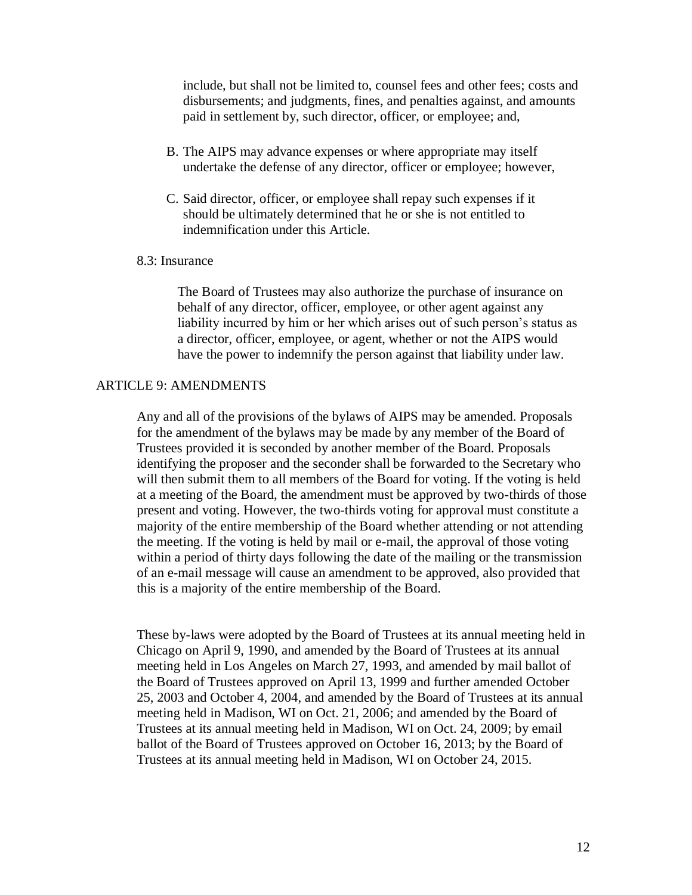include, but shall not be limited to, counsel fees and other fees; costs and disbursements; and judgments, fines, and penalties against, and amounts paid in settlement by, such director, officer, or employee; and,

B. The AIPS may advance expenses or where appropriate may itself undertake the defense of any director, officer or employee; however,

C. Said director, officer, or employee shall repay such expenses if it should be ultimately determined that he or she is not entitled to indemnification under this Article.

8.3: Insurance

The Board of Trustees may also authorize the purchase of insurance on behalf of any director, officer, employee, or other agent against any liability incurred by him or her which arises out of such person's status as a director, officer, employee, or agent, whether or not the AIPS would have the power to indemnify the person against that liability under law.

## ARTICLE 9: AMENDMENTS

Any and all of the provisions of the bylaws of AIPS may be amended. Proposals for the amendment of the bylaws may be made by any member of the Board of Trustees provided it is seconded by another member of the Board. Proposals identifying the proposer and the seconder shall be forwarded to the Secretary who will then submit them to all members of the Board for voting. If the voting is held at a meeting of the Board, the amendment must be approved by two-thirds of those present and voting. However, the two-thirds voting for approval must constitute a majority of the entire membership of the Board whether attending or not attending the meeting. If the voting is held by mail or e-mail, the approval of those voting within a period of thirty days following the date of the mailing or the transmission of an e-mail message will cause an amendment to be approved, also provided that this is a majority of the entire membership of the Board.

These by-laws were adopted by the Board of Trustees at its annual meeting held in Chicago on April 9, 1990, and amended by the Board of Trustees at its annual meeting held in Los Angeles on March 27, 1993, and amended by mail ballot of the Board of Trustees approved on April 13, 1999 and further amended October 25, 2003 and October 4, 2004, and amended by the Board of Trustees at its annual meeting held in Madison, WI on Oct. 21, 2006; and amended by the Board of Trustees at its annual meeting held in Madison, WI on Oct. 24, 2009; by email ballot of the Board of Trustees approved on October 16, 2013; by the Board of Trustees at its annual meeting held in Madison, WI on October 24, 2015.